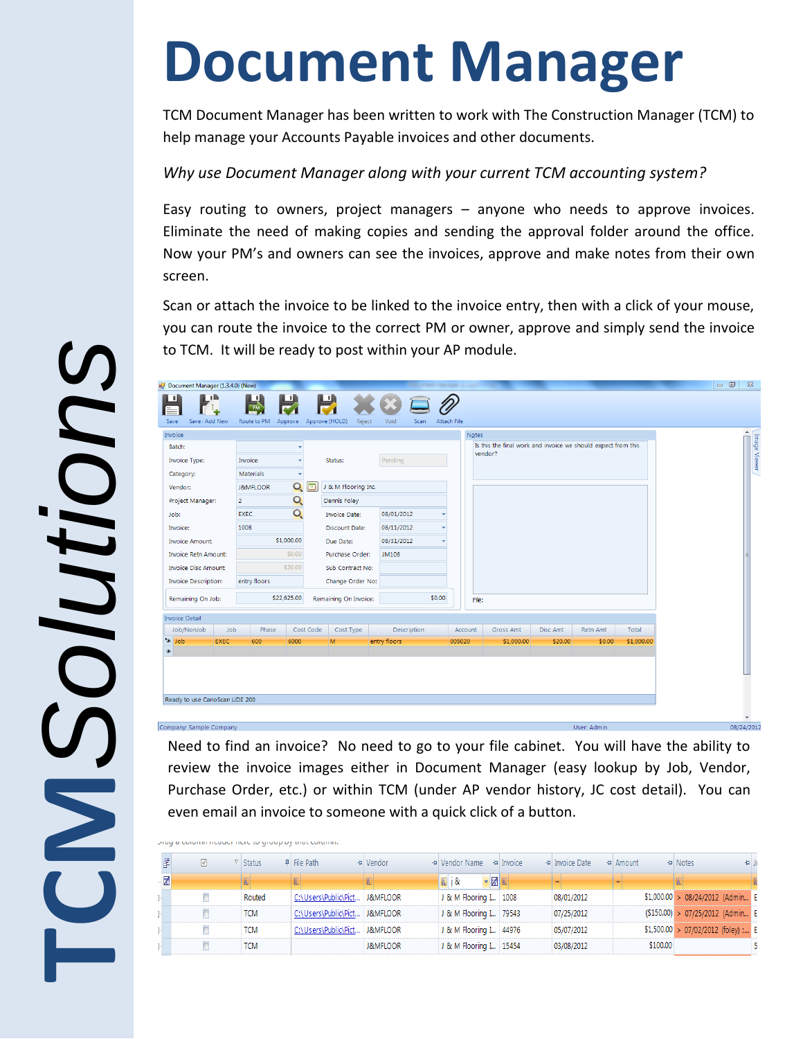# Document Manager

TCM Document Manager has been written to work with The Construction Manager (TCM) to help manage your Accounts Payable invoices and other documents.

*Why use Document Manager along with your current TCM accounting system?*

Easy routing to owners, project managers – anyone who needs to approve invoices. Eliminate the need of making copies and sending the approval folder around the office. Now your PM's and owners can see the invoices, approve and make notes from their own screen.

Scan or attach the invoice to be linked to the invoice entry, then with a click of your mouse, you can route the invoice to the correct PM or owner, approve and simply send the invoice to TCM. It will be ready to post within your AP module.

Need to find an invoice? No need to go to your file cabinet. You will have the ability to review the invoice images either in Document Manager (easy lookup by Job, Vendor, Purchase Order, etc.) or within TCM (under AP vendor history, JC cost detail). You can even email an invoice to someone with a quick click of a button.

TCMSolutions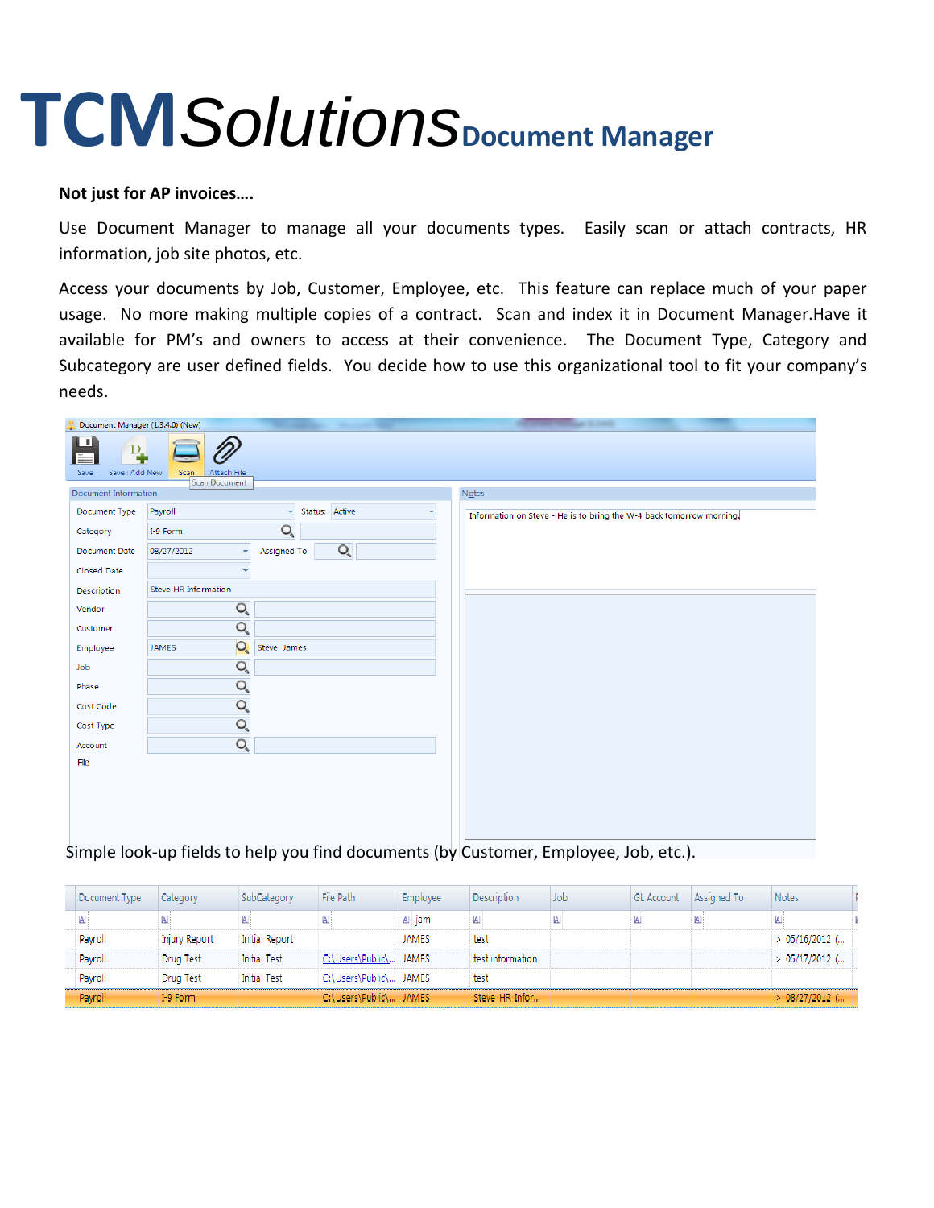# TCMSolutions Document Manager

**Not just for AP invoices….**

Use Document Manager to manage all your documents types. Easily scan or attach contracts, HR information, job site photos, etc.

Access your documents by Job, Customer, Employee, etc. This feature can replace much of your paper usage. No more making multiple copies of a contract. Scan and index it in Document Manager.Have it available for PM's and owners to access at their convenience. The Document Type, Category and Subcategory are user defined fields. You decide how to use this organizational tool to fit your company's needs.

Document Manager (1.3.4.0) (New)

Save | Save : Add New | Scan | Attach File

Scan Document

Document Information

Document Type: Payroll | Status: Active

Category: I-9 Form

Document Date: 08/27/2012 | Assigned To

Closed Date

Description: Steve HR Information

Vendor

Customer

Employee: JAMES | Steve James

Job

Phase

Cost Code

Cost Type

Account

File

Notes

Information on Steve - He is to bring the W-4 back tomorrow morning.

Simple look-up fields to help you find documents (by Customer, Employee, Job, etc.).

| Document Type | Category | SubCategory | File Path | Employee | Description | Job | GL Account | Assigned To | Notes |
|---|---|---|---|---|---|---|---|---|---|
| | | | | jam | | | | | |
| Payroll | Injury Report | Initial Report | | JAMES | test | | | | > 05/16/2012 (... |
| Payroll | Drug Test | Initial Test | C:\Users\Public\... | JAMES | test information | | | | > 05/17/2012 (... |
| Payroll | Drug Test | Initial Test | C:\Users\Public\... | JAMES | test | | | | |
| Payroll | I-9 Form | | C:\Users\Public\... | JAMES | Steve HR Infor... | | | | > 08/27/2012 (... |